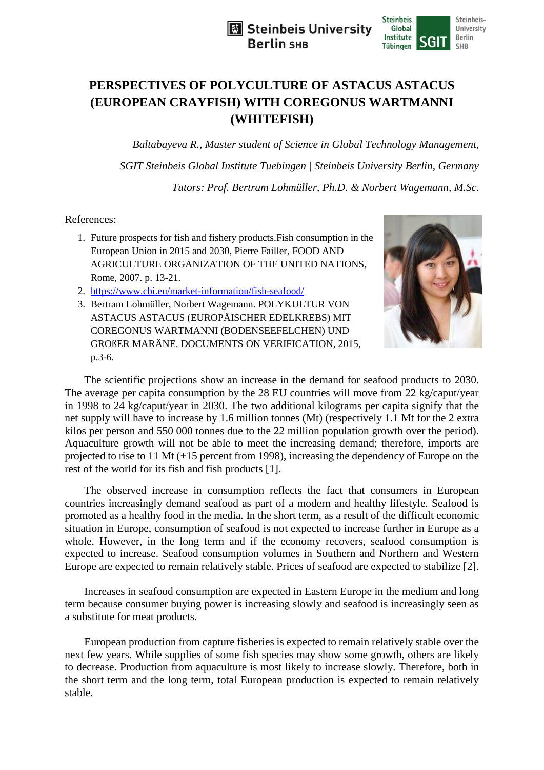# PERSPECTIVES OF POLYCULTURE OF ASTACUS ASTACUS (EUROPEAN CRAYFISH) WITH COREGONUS WARTMANNI (WHITEFISH)

*Baltabayeva R., Master student of Science in Global Technology Management,*

*SGIT Steinbeis Global Institute Tuebingen | Steinbeis University Berlin, Germany*

*Tutors: Prof. Bertram Lohmüller, Ph.D. & Norbert Wagemann, M.Sc.*

References:

1. Future prospects for fish and fishery products.Fish consumption in the European Union in 2015 and 2030, Pierre Failler, FOOD AND AGRICULTURE ORGANIZATION OF THE UNITED NATIONS, Rome, 2007. p. 13-21.
2. https://www.cbi.eu/market-information/fish-seafood/
3. Bertram Lohmüller, Norbert Wagemann. POLYKULTUR VON ASTACUS ASTACUS (EUROPÄISCHER EDELKREBS) MIT COREGONUS WARTMANNI (BODENSEEFELCHEN) UND GROẞER MARÄNE. DOCUMENTS ON VERIFICATION, 2015, p.3-6.

The scientific projections show an increase in the demand for seafood products to 2030. The average per capita consumption by the 28 EU countries will move from 22 kg/caput/year in 1998 to 24 kg/caput/year in 2030. The two additional kilograms per capita signify that the net supply will have to increase by 1.6 million tonnes (Mt) (respectively 1.1 Mt for the 2 extra kilos per person and 550 000 tonnes due to the 22 million population growth over the period). Aquaculture growth will not be able to meet the increasing demand; therefore, imports are projected to rise to 11 Mt (+15 percent from 1998), increasing the dependency of Europe on the rest of the world for its fish and fish products [1].

The observed increase in consumption reflects the fact that consumers in European countries increasingly demand seafood as part of a modern and healthy lifestyle. Seafood is promoted as a healthy food in the media. In the short term, as a result of the difficult economic situation in Europe, consumption of seafood is not expected to increase further in Europe as a whole. However, in the long term and if the economy recovers, seafood consumption is expected to increase. Seafood consumption volumes in Southern and Northern and Western Europe are expected to remain relatively stable. Prices of seafood are expected to stabilize [2].

Increases in seafood consumption are expected in Eastern Europe in the medium and long term because consumer buying power is increasing slowly and seafood is increasingly seen as a substitute for meat products.

European production from capture fisheries is expected to remain relatively stable over the next few years. While supplies of some fish species may show some growth, others are likely to decrease. Production from aquaculture is most likely to increase slowly. Therefore, both in the short term and the long term, total European production is expected to remain relatively stable.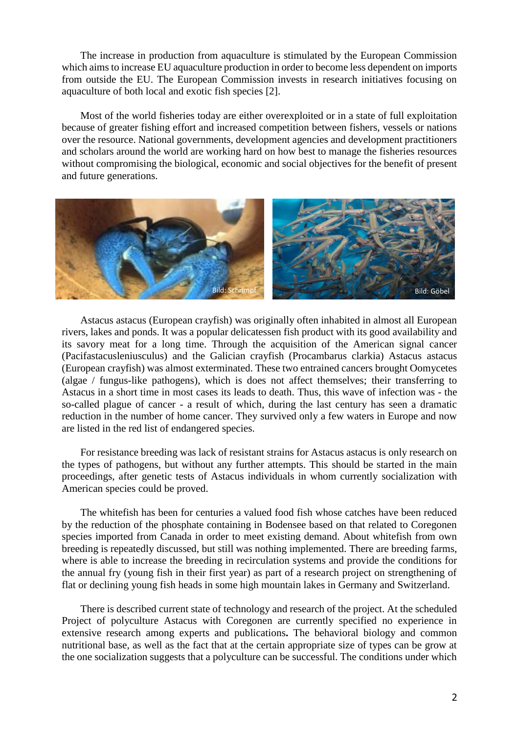The increase in production from aquaculture is stimulated by the European Commission which aims to increase EU aquaculture production in order to become less dependent on imports from outside the EU. The European Commission invests in research initiatives focusing on aquaculture of both local and exotic fish species [2].

Most of the world fisheries today are either overexploited or in a state of full exploitation because of greater fishing effort and increased competition between fishers, vessels or nations over the resource. National governments, development agencies and development practitioners and scholars around the world are working hard on how best to manage the fisheries resources without compromising the biological, economic and social objectives for the benefit of present and future generations.

Bild: Schrimpf

Bild: Göbel

Astacus astacus (European crayfish) was originally often inhabited in almost all European rivers, lakes and ponds. It was a popular delicatessen fish product with its good availability and its savory meat for a long time. Through the acquisition of the American signal cancer (Pacifastacusleniusculus) and the Galician crayfish (Procambarus clarkia) Astacus astacus (European crayfish) was almost exterminated. These two entrained cancers brought Oomycetes (algae / fungus-like pathogens), which is does not affect themselves; their transferring to Astacus in a short time in most cases its leads to death. Thus, this wave of infection was - the so-called plague of cancer - a result of which, during the last century has seen a dramatic reduction in the number of home cancer. They survived only a few waters in Europe and now are listed in the red list of endangered species.

For resistance breeding was lack of resistant strains for Astacus astacus is only research on the types of pathogens, but without any further attempts. This should be started in the main proceedings, after genetic tests of Astacus individuals in whom currently socialization with American species could be proved.

The whitefish has been for centuries a valued food fish whose catches have been reduced by the reduction of the phosphate containing in Bodensee based on that related to Coregonen species imported from Canada in order to meet existing demand. About whitefish from own breeding is repeatedly discussed, but still was nothing implemented. There are breeding farms, where is able to increase the breeding in recirculation systems and provide the conditions for the annual fry (young fish in their first year) as part of a research project on strengthening of flat or declining young fish heads in some high mountain lakes in Germany and Switzerland.

There is described current state of technology and research of the project. At the scheduled Project of polyculture Astacus with Coregonen are currently specified no experience in extensive research among experts and publications**.** The behavioral biology and common nutritional base, as well as the fact that at the certain appropriate size of types can be grow at the one socialization suggests that a polyculture can be successful. The conditions under which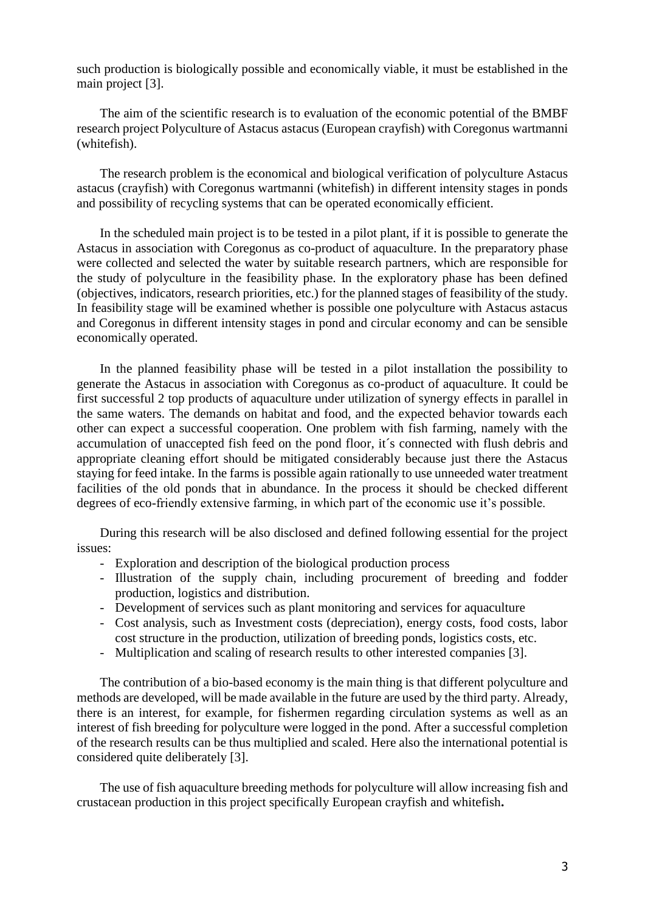such production is biologically possible and economically viable, it must be established in the main project [3].

The aim of the scientific research is to evaluation of the economic potential of the BMBF research project Polyculture of Astacus astacus (European crayfish) with Coregonus wartmanni (whitefish).

The research problem is the economical and biological verification of polyculture Astacus astacus (crayfish) with Coregonus wartmanni (whitefish) in different intensity stages in ponds and possibility of recycling systems that can be operated economically efficient.

In the scheduled main project is to be tested in a pilot plant, if it is possible to generate the Astacus in association with Coregonus as co-product of aquaculture. In the preparatory phase were collected and selected the water by suitable research partners, which are responsible for the study of polyculture in the feasibility phase. In the exploratory phase has been defined (objectives, indicators, research priorities, etc.) for the planned stages of feasibility of the study. In feasibility stage will be examined whether is possible one polyculture with Astacus astacus and Coregonus in different intensity stages in pond and circular economy and can be sensible economically operated.

In the planned feasibility phase will be tested in a pilot installation the possibility to generate the Astacus in association with Coregonus as co-product of aquaculture. It could be first successful 2 top products of aquaculture under utilization of synergy effects in parallel in the same waters. The demands on habitat and food, and the expected behavior towards each other can expect a successful cooperation. One problem with fish farming, namely with the accumulation of unaccepted fish feed on the pond floor, it´s connected with flush debris and appropriate cleaning effort should be mitigated considerably because just there the Astacus staying for feed intake. In the farms is possible again rationally to use unneeded water treatment facilities of the old ponds that in abundance. In the process it should be checked different degrees of eco-friendly extensive farming, in which part of the economic use it's possible.

During this research will be also disclosed and defined following essential for the project issues:

- Exploration and description of the biological production process
- Illustration of the supply chain, including procurement of breeding and fodder production, logistics and distribution.
- Development of services such as plant monitoring and services for aquaculture
- Cost analysis, such as Investment costs (depreciation), energy costs, food costs, labor cost structure in the production, utilization of breeding ponds, logistics costs, etc.
- Multiplication and scaling of research results to other interested companies [3].

The contribution of a bio-based economy is the main thing is that different polyculture and methods are developed, will be made available in the future are used by the third party. Already, there is an interest, for example, for fishermen regarding circulation systems as well as an interest of fish breeding for polyculture were logged in the pond. After a successful completion of the research results can be thus multiplied and scaled. Here also the international potential is considered quite deliberately [3].

The use of fish aquaculture breeding methods for polyculture will allow increasing fish and crustacean production in this project specifically European crayfish and whitefish**.**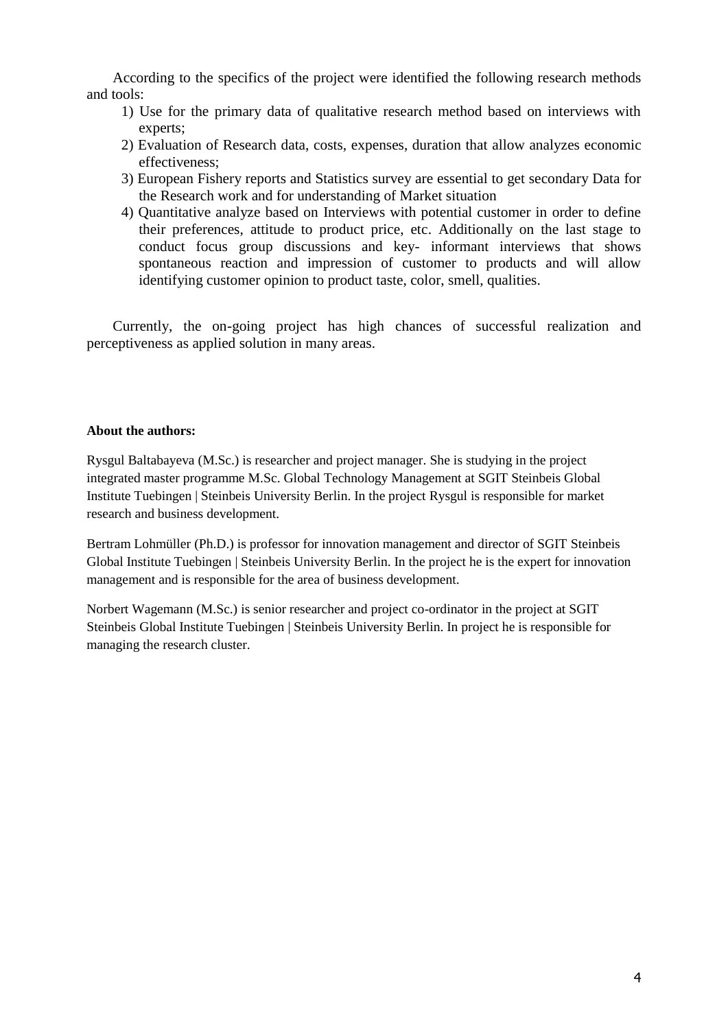According to the specifics of the project were identified the following research methods and tools:

1) Use for the primary data of qualitative research method based on interviews with experts;
2) Evaluation of Research data, costs, expenses, duration that allow analyzes economic effectiveness;
3) European Fishery reports and Statistics survey are essential to get secondary Data for the Research work and for understanding of Market situation
4) Quantitative analyze based on Interviews with potential customer in order to define their preferences, attitude to product price, etc. Additionally on the last stage to conduct focus group discussions and key- informant interviews that shows spontaneous reaction and impression of customer to products and will allow identifying customer opinion to product taste, color, smell, qualities.

Currently, the on-going project has high chances of successful realization and perceptiveness as applied solution in many areas.

**About the authors:**

Rysgul Baltabayeva (M.Sc.) is researcher and project manager. She is studying in the project integrated master programme M.Sc. Global Technology Management at SGIT Steinbeis Global Institute Tuebingen | Steinbeis University Berlin. In the project Rysgul is responsible for market research and business development.

Bertram Lohmüller (Ph.D.) is professor for innovation management and director of SGIT Steinbeis Global Institute Tuebingen | Steinbeis University Berlin. In the project he is the expert for innovation management and is responsible for the area of business development.

Norbert Wagemann (M.Sc.) is senior researcher and project co-ordinator in the project at SGIT Steinbeis Global Institute Tuebingen | Steinbeis University Berlin. In project he is responsible for managing the research cluster.